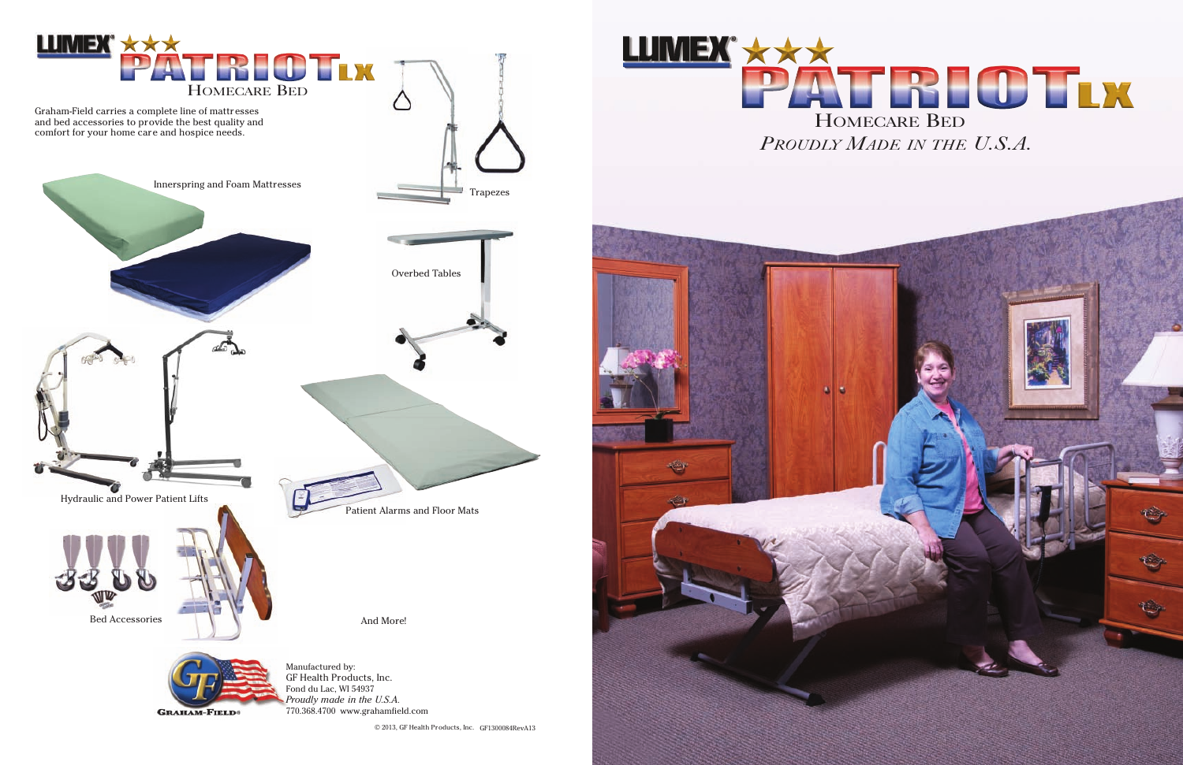# LUMEX® PATRIOT LX

## HOMECARE BED

Graham-Field carries a complete line of mattresses and bed accessories to provide the best quality and comfort for your home care and hospice needs.

Innerspring and Foam Mattresses

Trapezes

Overbed Tables

Hydraulic and Power Patient Lifts

Patient Alarms and Floor Mats

Bed Accessories

And More!

GRAHAM-FIELD®

Manufactured by:
GF Health Products, Inc.
Fond du Lac, WI 54937
*Proudly made in the U.S.A.*
770.368.4700 www.grahamfield.com

© 2013, GF Health Products, Inc. GF1300084RevA13

# LUMEX® PATRIOT LX

## HOMECARE BED

*PROUDLY MADE IN THE U.S.A.*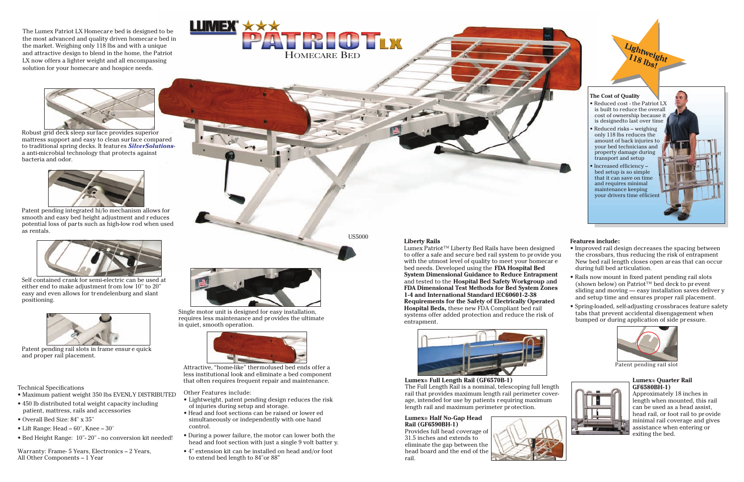The Lumex Patriot LX Homecare bed is designed to be the most advanced and quality driven homecare bed in the market. Weighing only 118 lbs and with a unique and attractive design to blend in the home, the Patriot LX now offers a lighter weight and all encompassing solution for your homecare and hospice needs.

# LUMEX PATRIOT LX HOMECARE BED

Lightweight 118 lbs!

Robust grid deck sleep surface provides superior mattress support and easy to clean surface compared to traditional spring decks. It features ***SilverSolutions***- a anti-microbial technology that protects against bacteria and odor.

Patent pending integrated hi/lo mechanism allows for smooth and easy bed height adjustment and reduces potential loss of parts such as high-low rod when used as rentals.

Self contained crank for semi-electric can be used at either end to make adjustment from low 10" to 20" easy and even allows for trendelenburg and slant positioning.

Patent pending rail slots in frame ensure quick and proper rail placement.

US5000

Single motor unit is designed for easy installation, requires less maintenance and provides the ultimate in quiet, smooth operation.

Attractive, "home-like" thermofused bed ends offer a less institutional look and eliminate a bed component that often requires frequent repair and maintenance.

**The Cost of Quality**

- Reduced cost - the Patriot LX is built to reduce the overall cost of ownership because it is designedto last over time
- Reduced risks – weighing only 118 lbs reduces the amount of back injuries to your bed technicians and property damage during transport and setup
- Increased efficiency – bed setup is so simple that it can save on time and requires minimal maintenance keeping your drivers time efficient

Technical Specifications

- Maximum patient weight 350 lbs EVENLY DISTRIBUTED
- 450 lb distributed total weight capacity including patient, mattress, rails and accessories
- Overall Bed Size: 84" x 35"
- Lift Range: Head – 60˚, Knee – 30˚
- Bed Height Range: 10"- 20" - no conversion kit needed!

Warranty: Frame- 5 Years, Electronics – 2 Years, All Other Components – 1 Year

Other Features include:

- Lightweight, patent pending design reduces the risk of injuries during setup and storage.
- Head and foot sections can be raised or lowered simultaneously or independently with one hand control.
- During a power failure, the motor can lower both the head and foot section with just a single 9 volt battery.
- 4" extension kit can be installed on head and/or foot to extend bed length to 84"or 88"

**Liberty Rails**

Lumex Patriot™ Liberty Bed Rails have been designed to offer a safe and secure bed rail system to provide you with the utmost level of quality to meet your homecare bed needs. Developed using the **FDA Hospital Bed System Dimensional Guidance to Reduce Entrapment** and tested to the **Hospital Bed Safety Workgroup and FDA Dimensional Test Methods for Bed System Zones 1-4 and International Standard IEC60601-2-38 Requirements for the Safety of Electrically Operated Hospital Beds,** these new FDA Compliant bed rail systems offer added protection and reduce the risk of entrapment.

**Lumex® Full Length Rail (GF6570B-1)**
The Full Length Rail is a nominal, telescoping full length rail that provides maximum length rail perimeter coverage, intended for use by patients requiring maximum length rail and maximum perimeter protection.

**Lumex® Half No-Gap Head Rail (GF6590BH-1)**
Provides full head coverage of 31.5 inches and extends to eliminate the gap between the head board and the end of the rail.

**Features include:**

- Improved rail design decreases the spacing between the crossbars, thus reducing the risk of entrapment New bed rail length closes open areas that can occur during full bed articulation.
- Rails now mount in fixed patent pending rail slots (shown below) on Patriot™ bed deck to prevent sliding and moving — easy installation saves delivery and setup time and ensures proper rail placement.
- Spring-loaded, self-adjusting crossbraces feature safety tabs that prevent accidental disengagement when bumped or during application of side pressure.

Patent pending rail slot

**Lumex® Quarter Rail GF6580BH-1)**
Approximately 18 inches in length when mounted, this rail can be used as a head assist, head rail, or foot rail to provide minimal rail coverage and gives assistance when entering or exiting the bed.